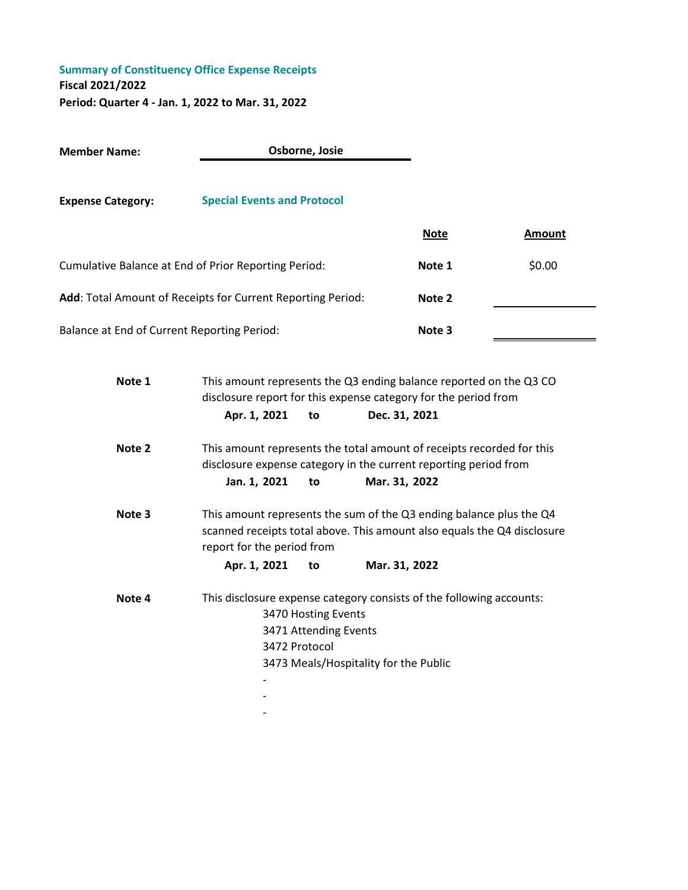**Summary of Constituency Office Expense Receipts**

**Fiscal 2021/2022**

**Period: Quarter 4 - Jan. 1, 2022 to Mar. 31, 2022**

**Member Name:** **Osborne, Josie**

**Expense Category:** **Special Events and Protocol**

| | Note | Amount |
|---|---|---|
| Cumulative Balance at End of Prior Reporting Period: | **Note 1** | $0.00 |
| **Add**: Total Amount of Receipts for Current Reporting Period: | **Note 2** | |
| Balance at End of Current Reporting Period: | **Note 3** | |

**Note 1** — This amount represents the Q3 ending balance reported on the Q3 CO disclosure report for this expense category for the period from
**Apr. 1, 2021 to Dec. 31, 2021**

**Note 2** — This amount represents the total amount of receipts recorded for this disclosure expense category in the current reporting period from
**Jan. 1, 2021 to Mar. 31, 2022**

**Note 3** — This amount represents the sum of the Q3 ending balance plus the Q4 scanned receipts total above. This amount also equals the Q4 disclosure report for the period from
**Apr. 1, 2021 to Mar. 31, 2022**

**Note 4** — This disclosure expense category consists of the following accounts:

- 3470 Hosting Events
- 3471 Attending Events
- 3472 Protocol
- 3473 Meals/Hospitality for the Public
- -
- -
- -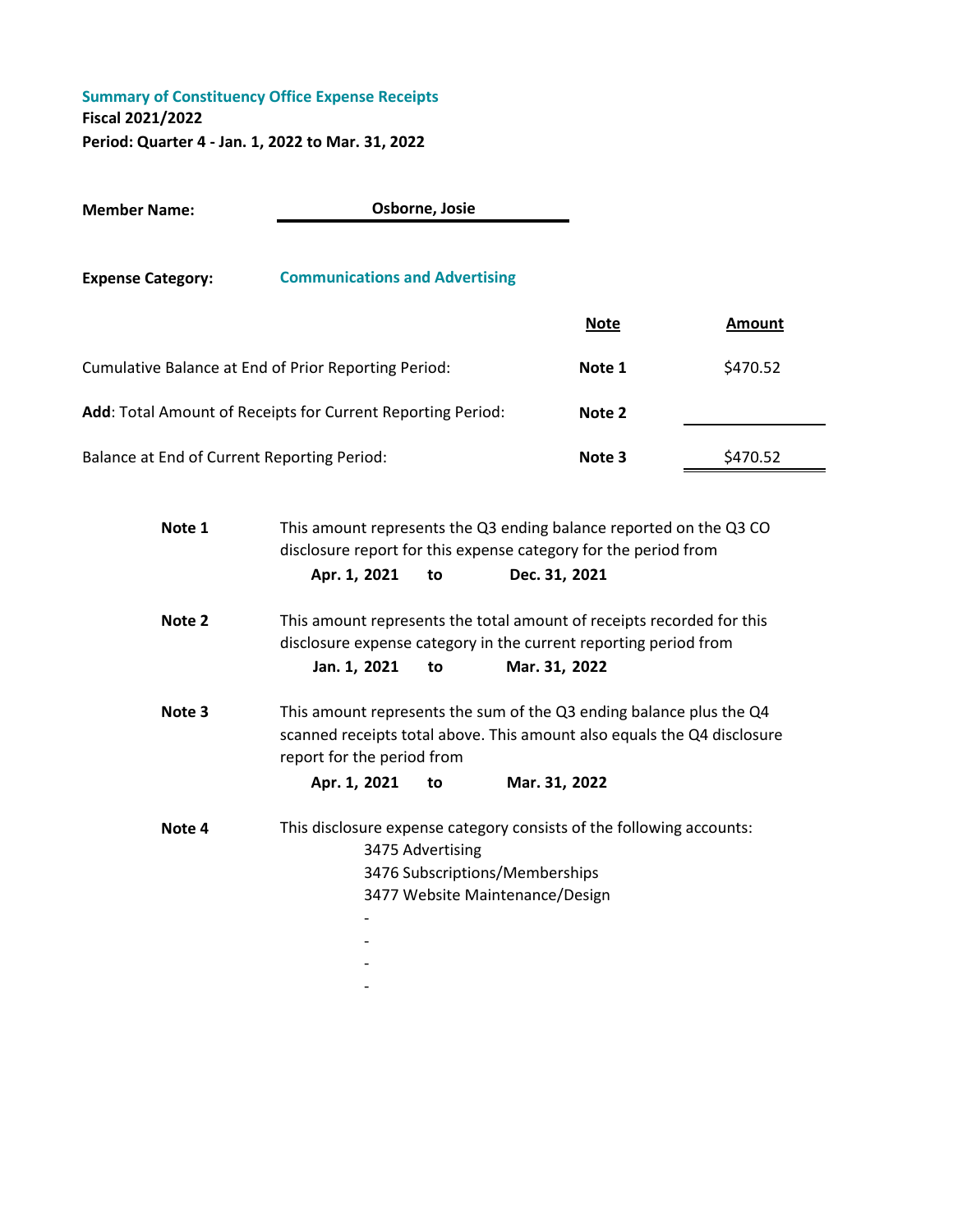**Summary of Constituency Office Expense Receipts**

**Fiscal 2021/2022**

**Period: Quarter 4 - Jan. 1, 2022 to Mar. 31, 2022**

**Member Name:** **Osborne, Josie**

**Expense Category:** **Communications and Advertising**

| | Note | Amount |
|---|---|---|
| Cumulative Balance at End of Prior Reporting Period: | **Note 1** | $470.52 |
| **Add**: Total Amount of Receipts for Current Reporting Period: | **Note 2** | |
| Balance at End of Current Reporting Period: | **Note 3** | $470.52 |

**Note 1** This amount represents the Q3 ending balance reported on the Q3 CO disclosure report for this expense category for the period from
**Apr. 1, 2021 to Dec. 31, 2021**

**Note 2** This amount represents the total amount of receipts recorded for this disclosure expense category in the current reporting period from
**Jan. 1, 2021 to Mar. 31, 2022**

**Note 3** This amount represents the sum of the Q3 ending balance plus the Q4 scanned receipts total above. This amount also equals the Q4 disclosure report for the period from
**Apr. 1, 2021 to Mar. 31, 2022**

**Note 4** This disclosure expense category consists of the following accounts:

3475 Advertising
3476 Subscriptions/Memberships
3477 Website Maintenance/Design
-
-
-
-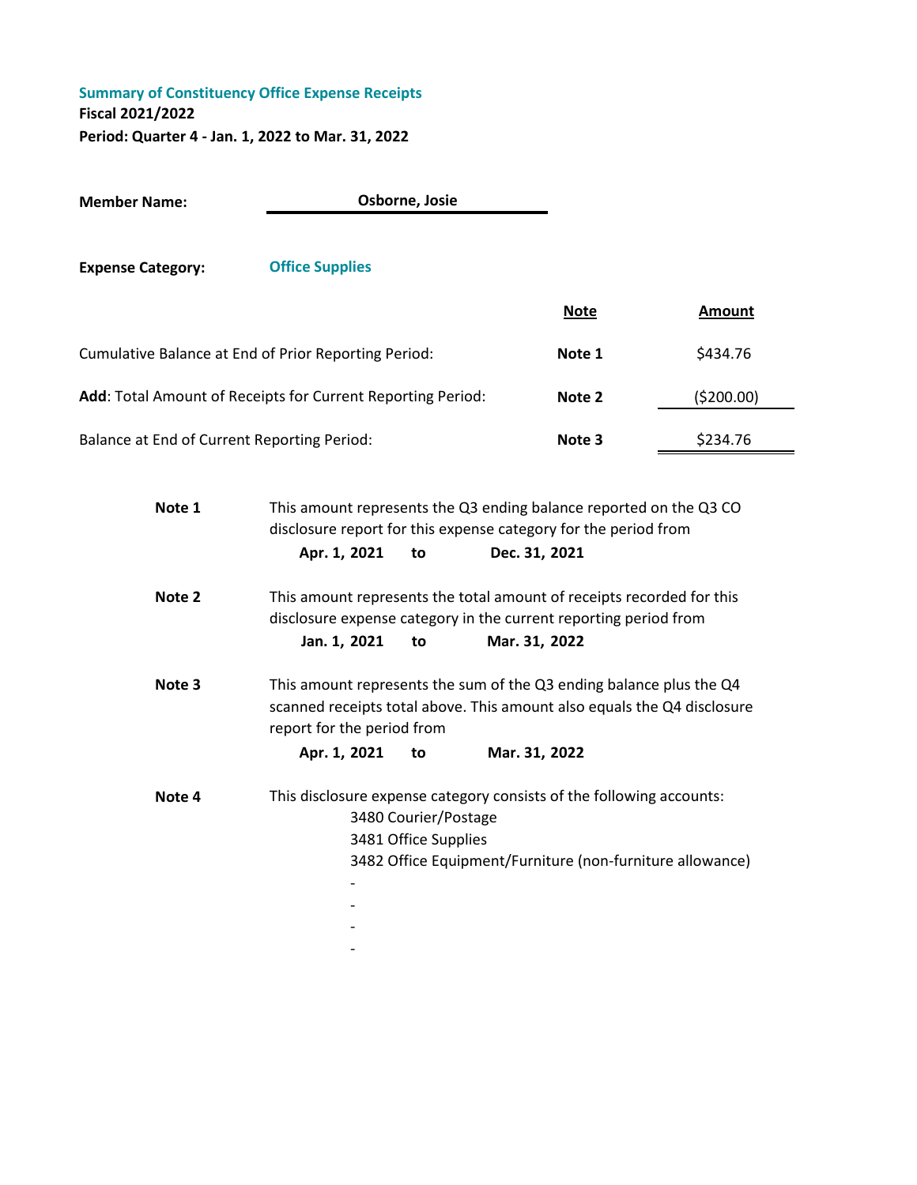**Summary of Constituency Office Expense Receipts**

**Fiscal 2021/2022**

**Period: Quarter 4 - Jan. 1, 2022 to Mar. 31, 2022**

**Member Name:** Osborne, Josie

**Expense Category:** Office Supplies

| | Note | Amount |
|---|---|---|
| Cumulative Balance at End of Prior Reporting Period: | **Note 1** | $434.76 |
| **Add**: Total Amount of Receipts for Current Reporting Period: | **Note 2** | ($200.00) |
| Balance at End of Current Reporting Period: | **Note 3** | $234.76 |

**Note 1** This amount represents the Q3 ending balance reported on the Q3 CO disclosure report for this expense category for the period from
**Apr. 1, 2021 to Dec. 31, 2021**

**Note 2** This amount represents the total amount of receipts recorded for this disclosure expense category in the current reporting period from
**Jan. 1, 2021 to Mar. 31, 2022**

**Note 3** This amount represents the sum of the Q3 ending balance plus the Q4 scanned receipts total above. This amount also equals the Q4 disclosure report for the period from
**Apr. 1, 2021 to Mar. 31, 2022**

**Note 4** This disclosure expense category consists of the following accounts:

- 3480 Courier/Postage
- 3481 Office Supplies
- 3482 Office Equipment/Furniture (non-furniture allowance)
- -
- -
- -
- -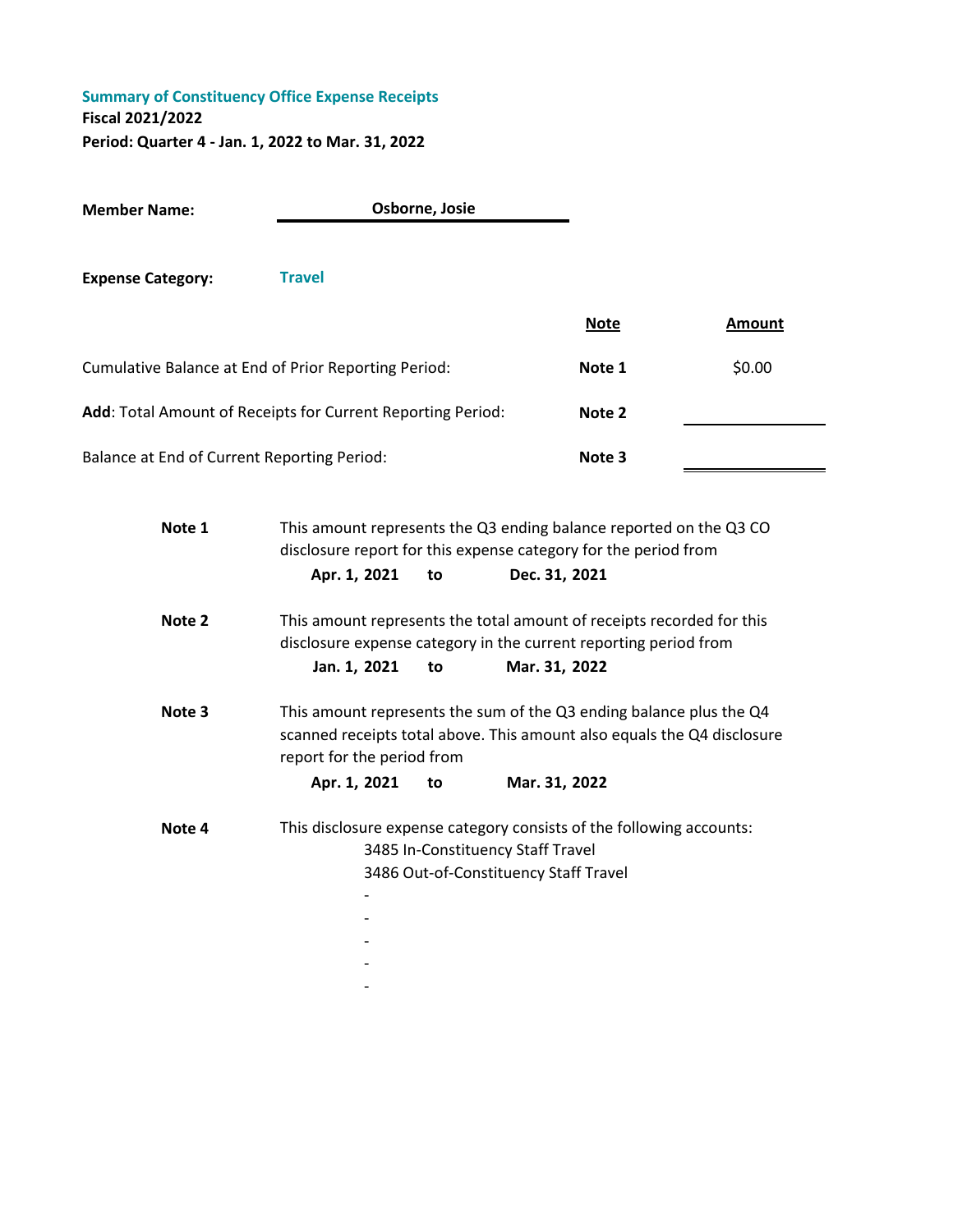**Summary of Constituency Office Expense Receipts**

**Fiscal 2021/2022**

**Period: Quarter 4 - Jan. 1, 2022 to Mar. 31, 2022**

**Member Name:** **Osborne, Josie**

**Expense Category:** **Travel**

| | Note | Amount |
|---|---|---|
| Cumulative Balance at End of Prior Reporting Period: | **Note 1** | $0.00 |
| **Add**: Total Amount of Receipts for Current Reporting Period: | **Note 2** | |
| Balance at End of Current Reporting Period: | **Note 3** | |

**Note 1** This amount represents the Q3 ending balance reported on the Q3 CO disclosure report for this expense category for the period from

**Apr. 1, 2021 to Dec. 31, 2021**

**Note 2** This amount represents the total amount of receipts recorded for this disclosure expense category in the current reporting period from

**Jan. 1, 2021 to Mar. 31, 2022**

**Note 3** This amount represents the sum of the Q3 ending balance plus the Q4 scanned receipts total above. This amount also equals the Q4 disclosure report for the period from

**Apr. 1, 2021 to Mar. 31, 2022**

**Note 4** This disclosure expense category consists of the following accounts:

3485 In-Constituency Staff Travel
3486 Out-of-Constituency Staff Travel
-
-
-
-
-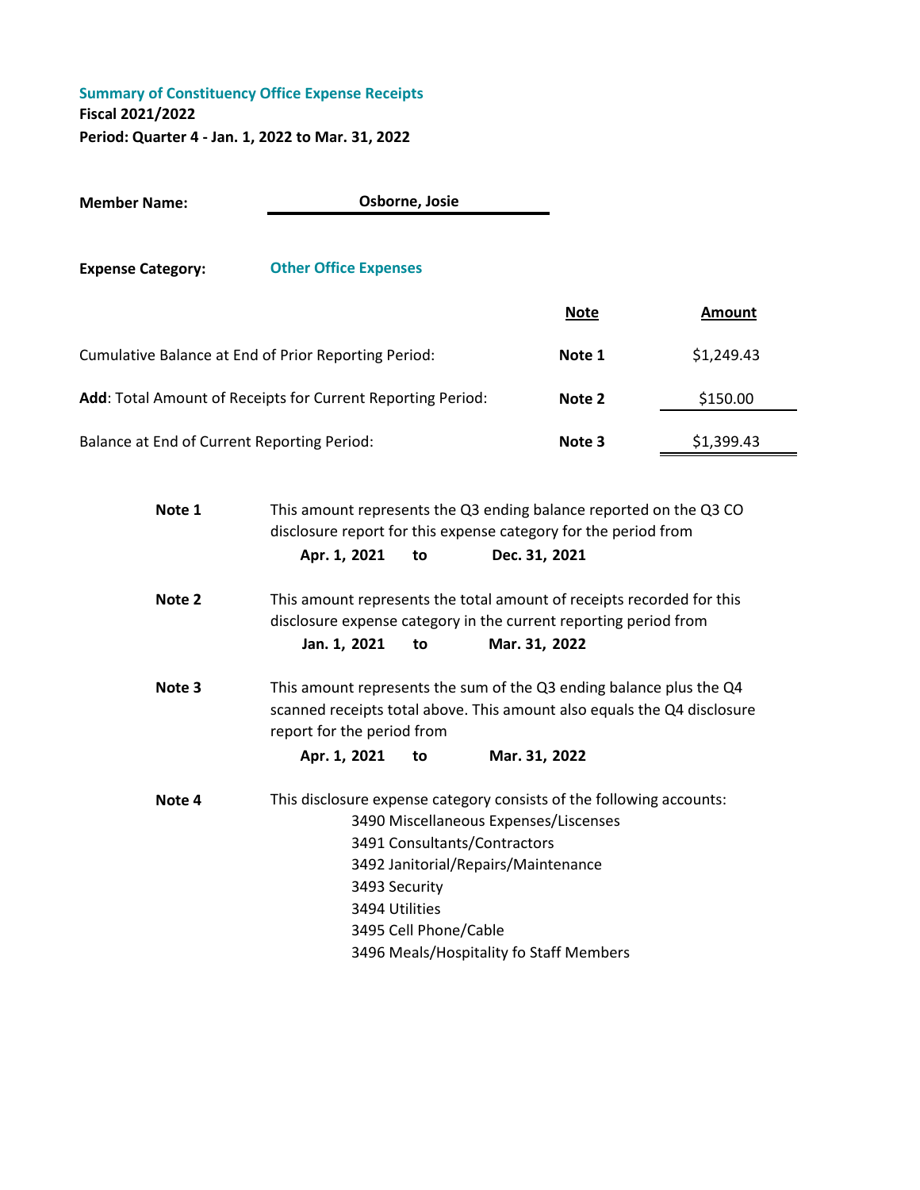**Summary of Constituency Office Expense Receipts**
**Fiscal 2021/2022**
**Period: Quarter 4 - Jan. 1, 2022 to Mar. 31, 2022**

**Member Name:** **Osborne, Josie**

**Expense Category:** **Other Office Expenses**

| | Note | Amount |
|---|---|---|
| Cumulative Balance at End of Prior Reporting Period: | **Note 1** | $1,249.43 |
| **Add**: Total Amount of Receipts for Current Reporting Period: | **Note 2** | $150.00 |
| Balance at End of Current Reporting Period: | **Note 3** | $1,399.43 |

**Note 1** This amount represents the Q3 ending balance reported on the Q3 CO disclosure report for this expense category for the period from
**Apr. 1, 2021 to Dec. 31, 2021**

**Note 2** This amount represents the total amount of receipts recorded for this disclosure expense category in the current reporting period from
**Jan. 1, 2021 to Mar. 31, 2022**

**Note 3** This amount represents the sum of the Q3 ending balance plus the Q4 scanned receipts total above. This amount also equals the Q4 disclosure report for the period from
**Apr. 1, 2021 to Mar. 31, 2022**

**Note 4** This disclosure expense category consists of the following accounts:
- 3490 Miscellaneous Expenses/Liscenses
- 3491 Consultants/Contractors
- 3492 Janitorial/Repairs/Maintenance
- 3493 Security
- 3494 Utilities
- 3495 Cell Phone/Cable
- 3496 Meals/Hospitality fo Staff Members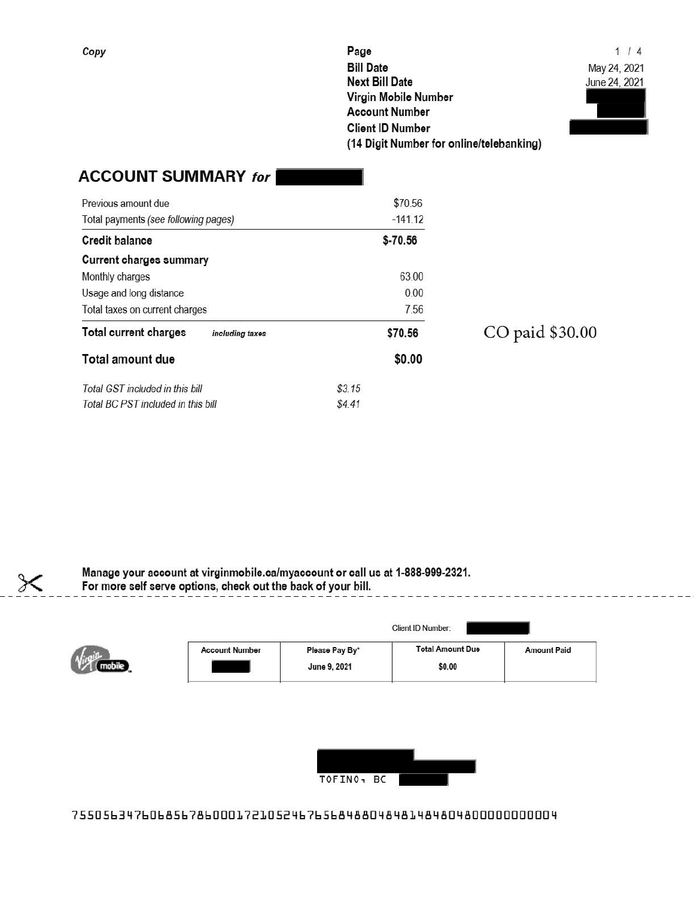*Copy*

| | |
|---|---|
| **Bill Date** | May 24, 2021 |
| **Next Bill Date** | June 24, 2021 |
| **Virgin Mobile Number** | |
| **Account Number** | |
| **Client ID Number** | |
| **(14 Digit Number for online/telebanking)** | |

## ACCOUNT SUMMARY *for*

| | | |
|---|---|---|
| Previous amount due | | $70.56 |
| Total payments *(see following pages)* | | -141.12 |
| **Credit balance** | | **$-70.56** |
| **Current charges summary** | | |
| Monthly charges | | 63.00 |
| Usage and long distance | | 0.00 |
| Total taxes on current charges | | 7.56 |
| **Total current charges** *including taxes* | | **$70.56** |
| **Total amount due** | | **$0.00** |
| *Total GST included in this bill* | *$3.15* | |
| *Total BC PST included in this bill* | *$4.41* | |

CO paid $30.00

**Manage your account at virginmobile.ca/myaccount or call us at 1-888-999-2321.**
**For more self serve options, check out the back of your bill.**

Client ID Number:

| Account Number | Please Pay By* | Total Amount Due | Amount Paid |
|---|---|---|---|
| | June 9, 2021 | $0.00 | |

TOFINO, BC

7550563476068567860001721052467656848804848148480480000000004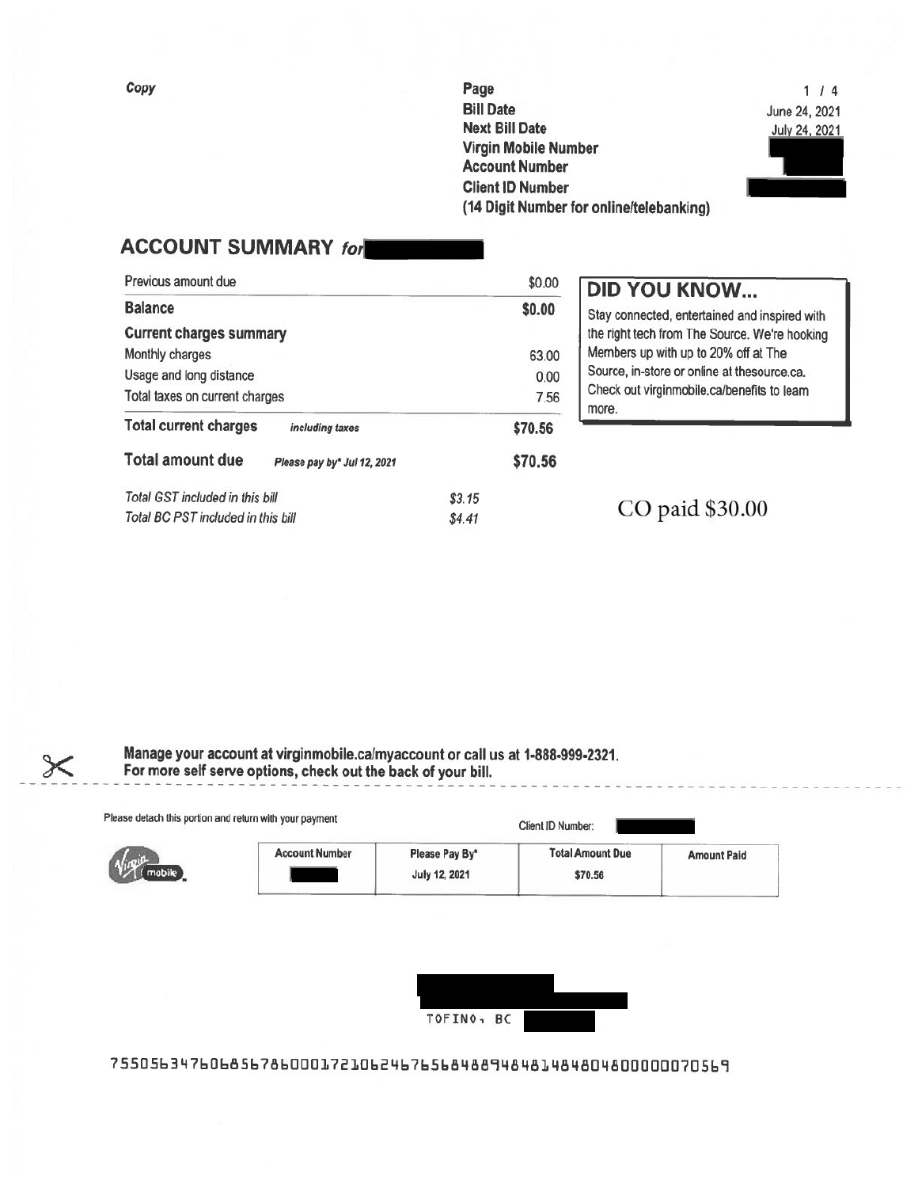*Copy*

| | |
|---|---|
| **Page** | 1 / 4 |
| **Bill Date** | June 24, 2021 |
| **Next Bill Date** | July 24, 2021 |
| **Virgin Mobile Number** | |
| **Account Number** | |
| **Client ID Number** | |
| **(14 Digit Number for online/telebanking)** | |

## ACCOUNT SUMMARY *for*

| | | |
|---|---|---|
| Previous amount due | | $0.00 |
| **Balance** | | **$0.00** |
| **Current charges summary** | | |
| Monthly charges | | 63.00 |
| Usage and long distance | | 0.00 |
| Total taxes on current charges | | 7.56 |
| **Total current charges** *including taxes* | | **$70.56** |
| **Total amount due** *Please pay by\* Jul 12, 2021* | | **$70.56** |
| *Total GST included in this bill* | *$3.15* | |
| *Total BC PST included in this bill* | *$4.41* | |

### DID YOU KNOW...

Stay connected, entertained and inspired with the right tech from The Source. We're hooking Members up with up to 20% off at The Source, in-store or online at thesource.ca. Check out virginmobile.ca/benefits to learn more.

CO paid $30.00

**Manage your account at virginmobile.ca/myaccount or call us at 1-888-999-2321.**
**For more self serve options, check out the back of your bill.**

Please detach this portion and return with your payment

Client ID Number:

| Account Number | Please Pay By* | Total Amount Due | Amount Paid |
|---|---|---|---|
| | July 12, 2021 | $70.56 | |

TOFINO, BC

75505634760685678600017210624676568488948481484804800000070569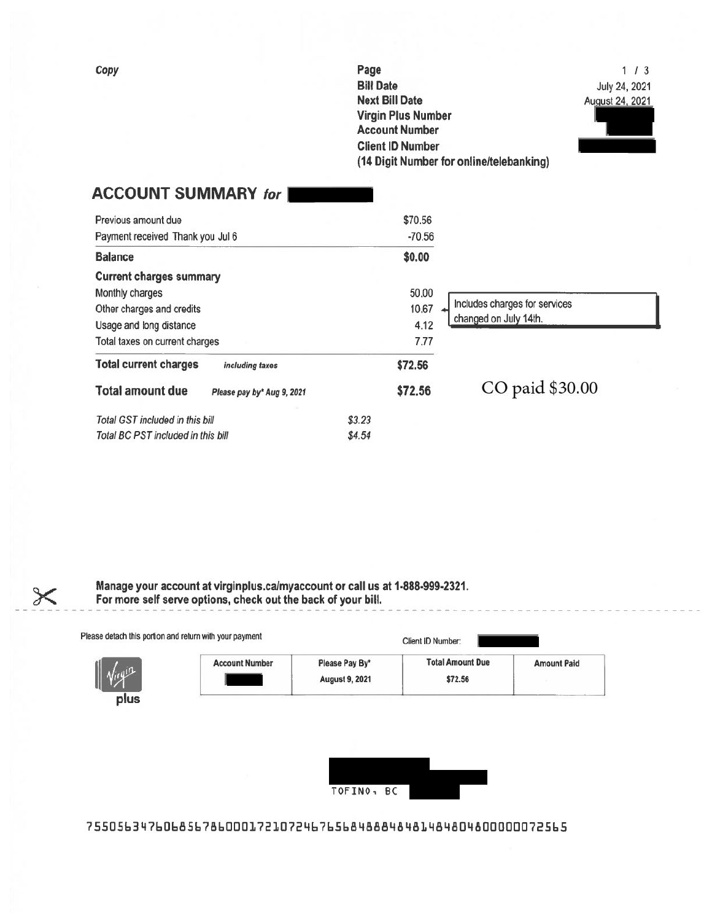*Copy*

| | |
|---|---|
| **Bill Date** | July 24, 2021 |
| **Next Bill Date** | August 24, 2021 |
| **Virgin Plus Number** | |
| **Account Number** | |
| **Client ID Number** (14 Digit Number for online/telebanking) | |

## ACCOUNT SUMMARY *for*

| | | |
|---|---|---|
| Previous amount due | | $70.56 |
| Payment received Thank you Jul 6 | | -70.56 |
| **Balance** | | **$0.00** |
| **Current charges summary** | | |
| Monthly charges | | 50.00 |
| Other charges and credits | | 10.67 |
| Usage and long distance | | 4.12 |
| Total taxes on current charges | | 7.77 |
| **Total current charges** *including taxes* | | **$72.56** |
| **Total amount due** *Please pay by\* Aug 9, 2021* | | **$72.56** |
| *Total GST included in this bill* | *$3.23* | |
| *Total BC PST included in this bill* | *$4.54* | |

Includes charges for services changed on July 14th.

CO paid $30.00

**Manage your account at virginplus.ca/myaccount or call us at 1-888-999-2321.**
**For more self serve options, check out the back of your bill.**

Please detach this portion and return with your payment

Client ID Number:

| Account Number | Please Pay By* | Total Amount Due | Amount Paid |
|---|---|---|---|
| | August 9, 2021 | $72.56 | |

plus

TOFINO, BC

75505634760685678600017210724676568488848481484804800000072565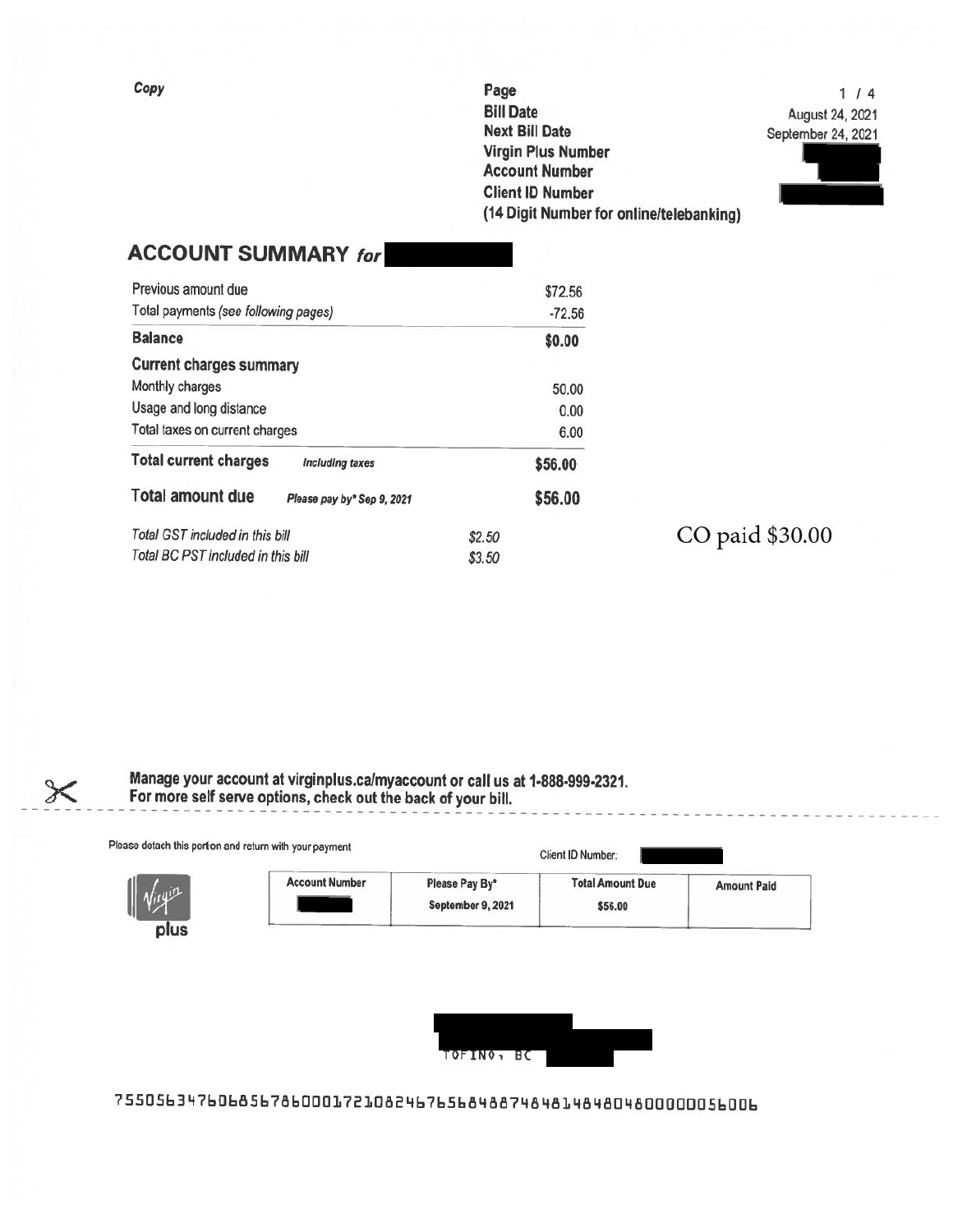*Copy*

| | |
|---|---|
| **Page** | 1 / 4 |
| **Bill Date** | August 24, 2021 |
| **Next Bill Date** | September 24, 2021 |
| **Virgin Plus Number** | |
| **Account Number** | |
| **Client ID Number** (14 Digit Number for online/telebanking) | |

## ACCOUNT SUMMARY *for*

| | | |
|---|---|---|
| Previous amount due | | $72.56 |
| Total payments *(see following pages)* | | -72.56 |
| **Balance** | | **$0.00** |
| **Current charges summary** | | |
| Monthly charges | | 50.00 |
| Usage and long distance | | 0.00 |
| Total taxes on current charges | | 6.00 |
| **Total current charges** *Including taxes* | | **$56.00** |
| **Total amount due** *Please pay by\* Sep 9, 2021* | | **$56.00** |
| *Total GST included in this bill* | *$2.50* | |
| *Total BC PST included in this bill* | *$3.50* | |

CO paid $30.00

**Manage your account at virginplus.ca/myaccount or call us at 1-888-999-2321.**
**For more self serve options, check out the back of your bill.**

Please detach this portion and return with your payment

Client ID Number:

Virgin plus

| Account Number | Please Pay By* | Total Amount Due | Amount Paid |
|---|---|---|---|
| | September 9, 2021 | $56.00 | |

TOFINO, BC

7550563476068567860001721082467656848874848148480480000056006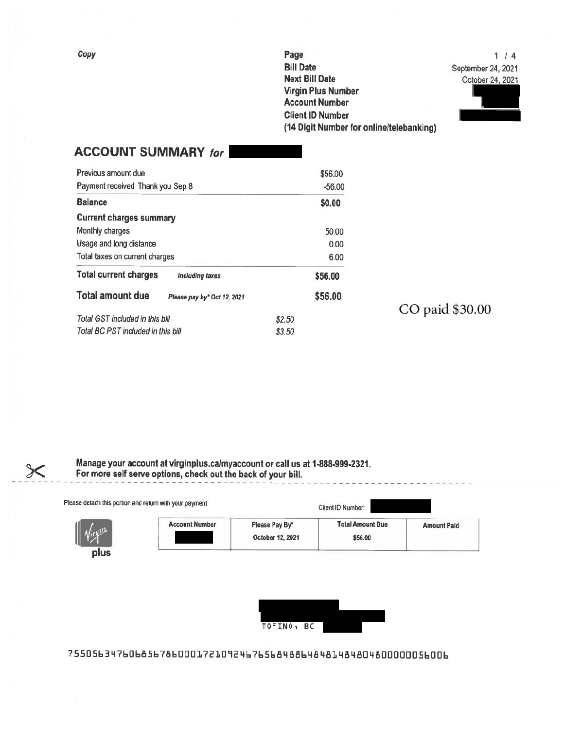Copy

| | |
|---|---|
| Page | 1 / 4 |
| Bill Date | September 24, 2021 |
| Next Bill Date | October 24, 2021 |
| Virgin Plus Number | |
| Account Number | |
| Client ID Number (14 Digit Number for online/telebanking) | |

## ACCOUNT SUMMARY *for*

| | | |
|---|---|---|
| Previous amount due | | $56.00 |
| Payment received Thank you Sep 8 | | -56.00 |
| **Balance** | | **$0.00** |
| **Current charges summary** | | |
| Monthly charges | | 50.00 |
| Usage and long distance | | 0.00 |
| Total taxes on current charges | | 6.00 |
| **Total current charges** *Including taxes* | | **$56.00** |
| **Total amount due** *Please pay by\* Oct 12, 2021* | | **$56.00** |
| *Total GST included in this bill* | *$2.50* | |
| *Total BC PST included in this bill* | *$3.50* | |

CO paid $30.00

**Manage your account at virginplus.ca/myaccount or call us at 1-888-999-2321.**
**For more self serve options, check out the back of your bill.**

Please detach this portion and return with your payment

Client ID Number:

Virgin plus

| Account Number | Please Pay By* | Total Amount Due | Amount Paid |
|---|---|---|---|
| | October 12, 2021 | $56.00 | |

TOFINO, BC

755056347606856786000172109246765684886484814848048000000056006